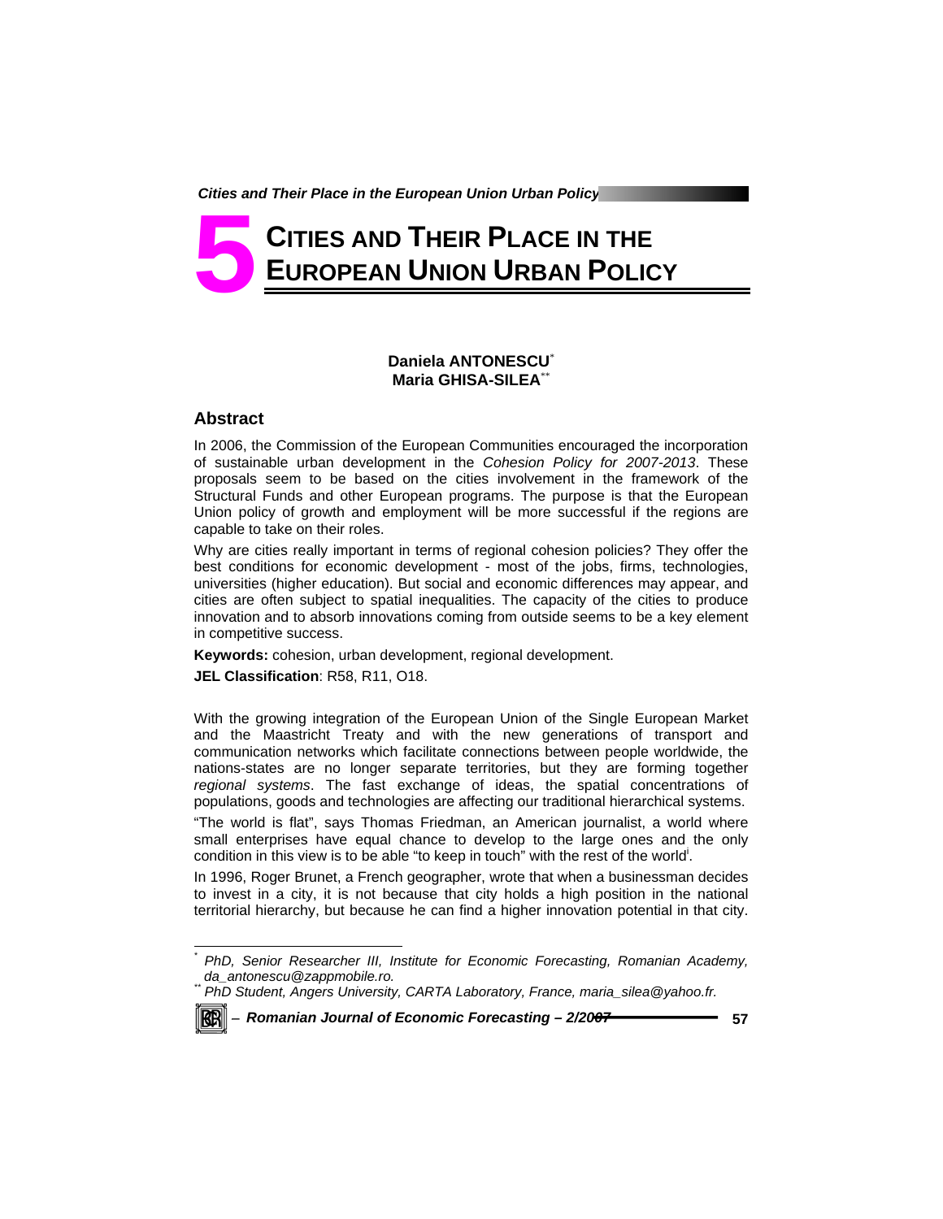# 5 CITIES AND THEIR PLACE IN THE EUROPEAN UNION URBAN POLICY

**Daniela ANTONESCU**[*]
**Maria GHISA-SILEA**[**]

## Abstract

In 2006, the Commission of the European Communities encouraged the incorporation of sustainable urban development in the *Cohesion Policy for 2007-2013*. These proposals seem to be based on the cities involvement in the framework of the Structural Funds and other European programs. The purpose is that the European Union policy of growth and employment will be more successful if the regions are capable to take on their roles.

Why are cities really important in terms of regional cohesion policies? They offer the best conditions for economic development - most of the jobs, firms, technologies, universities (higher education). But social and economic differences may appear, and cities are often subject to spatial inequalities. The capacity of the cities to produce innovation and to absorb innovations coming from outside seems to be a key element in competitive success.

**Keywords:** cohesion, urban development, regional development.

**JEL Classification**: R58, R11, O18.

With the growing integration of the European Union of the Single European Market and the Maastricht Treaty and with the new generations of transport and communication networks which facilitate connections between people worldwide, the nations-states are no longer separate territories, but they are forming together *regional systems*. The fast exchange of ideas, the spatial concentrations of populations, goods and technologies are affecting our traditional hierarchical systems.

"The world is flat", says Thomas Friedman, an American journalist, a world where small enterprises have equal chance to develop to the large ones and the only condition in this view is to be able "to keep in touch" with the rest of the world[i].

In 1996, Roger Brunet, a French geographer, wrote that when a businessman decides to invest in a city, it is not because that city holds a high position in the national territorial hierarchy, but because he can find a higher innovation potential in that city.

---

[*] *PhD, Senior Researcher III, Institute for Economic Forecasting, Romanian Academy, da_antonescu@zappmobile.ro.*

[**] *PhD Student, Angers University, CARTA Laboratory, France, maria_silea@yahoo.fr.*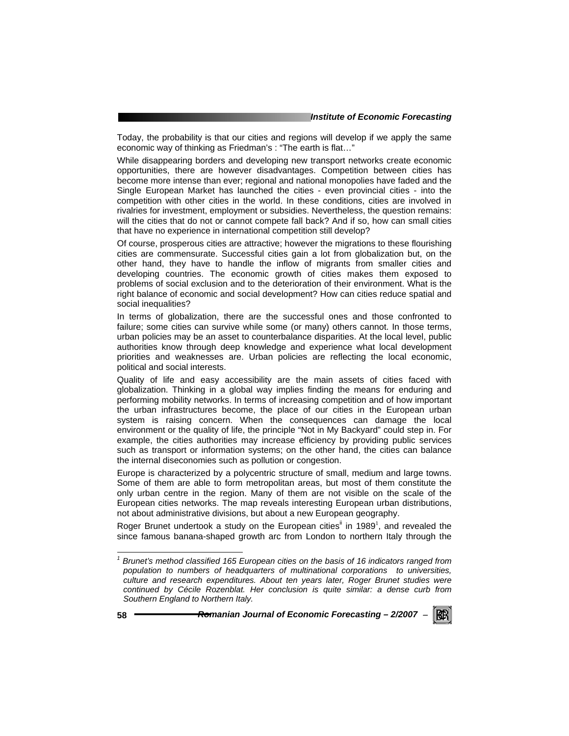Today, the probability is that our cities and regions will develop if we apply the same economic way of thinking as Friedman's : "The earth is flat…"

While disappearing borders and developing new transport networks create economic opportunities, there are however disadvantages. Competition between cities has become more intense than ever; regional and national monopolies have faded and the Single European Market has launched the cities - even provincial cities - into the competition with other cities in the world. In these conditions, cities are involved in rivalries for investment, employment or subsidies. Nevertheless, the question remains: will the cities that do not or cannot compete fall back? And if so, how can small cities that have no experience in international competition still develop?

Of course, prosperous cities are attractive; however the migrations to these flourishing cities are commensurate. Successful cities gain a lot from globalization but, on the other hand, they have to handle the inflow of migrants from smaller cities and developing countries. The economic growth of cities makes them exposed to problems of social exclusion and to the deterioration of their environment. What is the right balance of economic and social development? How can cities reduce spatial and social inequalities?

In terms of globalization, there are the successful ones and those confronted to failure; some cities can survive while some (or many) others cannot. In those terms, urban policies may be an asset to counterbalance disparities. At the local level, public authorities know through deep knowledge and experience what local development priorities and weaknesses are. Urban policies are reflecting the local economic, political and social interests.

Quality of life and easy accessibility are the main assets of cities faced with globalization. Thinking in a global way implies finding the means for enduring and performing mobility networks. In terms of increasing competition and of how important the urban infrastructures become, the place of our cities in the European urban system is raising concern. When the consequences can damage the local environment or the quality of life, the principle "Not in My Backyard" could step in. For example, the cities authorities may increase efficiency by providing public services such as transport or information systems; on the other hand, the cities can balance the internal diseconomies such as pollution or congestion.

Europe is characterized by a polycentric structure of small, medium and large towns. Some of them are able to form metropolitan areas, but most of them constitute the only urban centre in the region. Many of them are not visible on the scale of the European cities networks. The map reveals interesting European urban distributions, not about administrative divisions, but about a new European geography.

Roger Brunet undertook a study on the European cities[ii] in 1989[1], and revealed the since famous banana-shaped growth arc from London to northern Italy through the

---

[1] *Brunet's method classified 165 European cities on the basis of 16 indicators ranged from population to numbers of headquarters of multinational corporations to universities, culture and research expenditures. About ten years later, Roger Brunet studies were continued by Cécile Rozenblat. Her conclusion is quite similar: a dense curb from Southern England to Northern Italy.*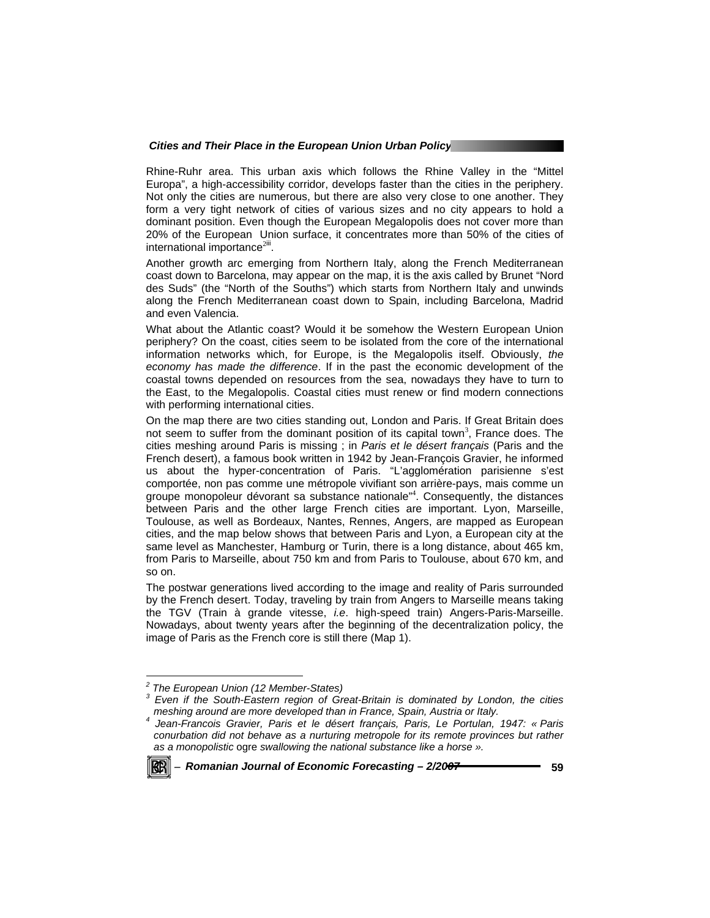Rhine-Ruhr area. This urban axis which follows the Rhine Valley in the "Mittel Europa", a high-accessibility corridor, develops faster than the cities in the periphery. Not only the cities are numerous, but there are also very close to one another. They form a very tight network of cities of various sizes and no city appears to hold a dominant position. Even though the European Megalopolis does not cover more than 20% of the European Union surface, it concentrates more than 50% of the cities of international importance[2iii].

Another growth arc emerging from Northern Italy, along the French Mediterranean coast down to Barcelona, may appear on the map, it is the axis called by Brunet "Nord des Suds" (the "North of the Souths") which starts from Northern Italy and unwinds along the French Mediterranean coast down to Spain, including Barcelona, Madrid and even Valencia.

What about the Atlantic coast? Would it be somehow the Western European Union periphery? On the coast, cities seem to be isolated from the core of the international information networks which, for Europe, is the Megalopolis itself. Obviously, *the economy has made the difference*. If in the past the economic development of the coastal towns depended on resources from the sea, nowadays they have to turn to the East, to the Megalopolis. Coastal cities must renew or find modern connections with performing international cities.

On the map there are two cities standing out, London and Paris. If Great Britain does not seem to suffer from the dominant position of its capital town[3], France does. The cities meshing around Paris is missing ; in *Paris et le désert français* (Paris and the French desert), a famous book written in 1942 by Jean-François Gravier, he informed us about the hyper-concentration of Paris. "L'agglomération parisienne s'est comportée, non pas comme une métropole vivifiant son arrière-pays, mais comme un groupe monopoleur dévorant sa substance nationale"[4]. Consequently, the distances between Paris and the other large French cities are important. Lyon, Marseille, Toulouse, as well as Bordeaux, Nantes, Rennes, Angers, are mapped as European cities, and the map below shows that between Paris and Lyon, a European city at the same level as Manchester, Hamburg or Turin, there is a long distance, about 465 km, from Paris to Marseille, about 750 km and from Paris to Toulouse, about 670 km, and so on.

The postwar generations lived according to the image and reality of Paris surrounded by the French desert. Today, traveling by train from Angers to Marseille means taking the TGV (Train à grande vitesse, *i.e*. high-speed train) Angers-Paris-Marseille. Nowadays, about twenty years after the beginning of the decentralization policy, the image of Paris as the French core is still there (Map 1).

---

[2] *The European Union (12 Member-States)*

[3] *Even if the South-Eastern region of Great-Britain is dominated by London, the cities meshing around are more developed than in France, Spain, Austria or Italy.*

[4] *Jean-Francois Gravier, Paris et le désert français, Paris, Le Portulan, 1947: « Paris conurbation did not behave as a nurturing metropole for its remote provinces but rather as a monopolistic* ogre *swallowing the national substance like a horse ».*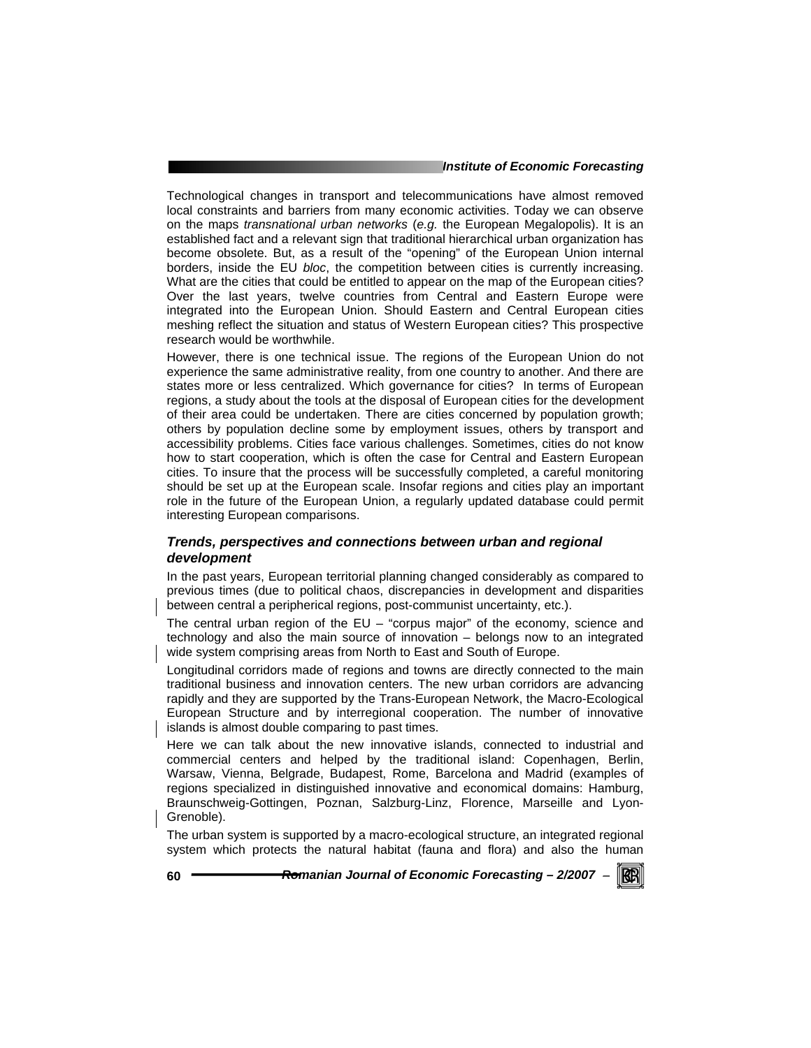Technological changes in transport and telecommunications have almost removed local constraints and barriers from many economic activities. Today we can observe on the maps *transnational urban networks* (*e.g.* the European Megalopolis). It is an established fact and a relevant sign that traditional hierarchical urban organization has become obsolete. But, as a result of the "opening" of the European Union internal borders, inside the EU *bloc*, the competition between cities is currently increasing. What are the cities that could be entitled to appear on the map of the European cities? Over the last years, twelve countries from Central and Eastern Europe were integrated into the European Union. Should Eastern and Central European cities meshing reflect the situation and status of Western European cities? This prospective research would be worthwhile.

However, there is one technical issue. The regions of the European Union do not experience the same administrative reality, from one country to another. And there are states more or less centralized. Which governance for cities? In terms of European regions, a study about the tools at the disposal of European cities for the development of their area could be undertaken. There are cities concerned by population growth; others by population decline some by employment issues, others by transport and accessibility problems. Cities face various challenges. Sometimes, cities do not know how to start cooperation, which is often the case for Central and Eastern European cities. To insure that the process will be successfully completed, a careful monitoring should be set up at the European scale. Insofar regions and cities play an important role in the future of the European Union, a regularly updated database could permit interesting European comparisons.

### *Trends, perspectives and connections between urban and regional development*

In the past years, European territorial planning changed considerably as compared to previous times (due to political chaos, discrepancies in development and disparities between central a peripherical regions, post-communist uncertainty, etc.).

The central urban region of the EU – "corpus major" of the economy, science and technology and also the main source of innovation – belongs now to an integrated wide system comprising areas from North to East and South of Europe.

Longitudinal corridors made of regions and towns are directly connected to the main traditional business and innovation centers. The new urban corridors are advancing rapidly and they are supported by the Trans-European Network, the Macro-Ecological European Structure and by interregional cooperation. The number of innovative islands is almost double comparing to past times.

Here we can talk about the new innovative islands, connected to industrial and commercial centers and helped by the traditional island: Copenhagen, Berlin, Warsaw, Vienna, Belgrade, Budapest, Rome, Barcelona and Madrid (examples of regions specialized in distinguished innovative and economical domains: Hamburg, Braunschweig-Gottingen, Poznan, Salzburg-Linz, Florence, Marseille and Lyon-Grenoble).

The urban system is supported by a macro-ecological structure, an integrated regional system which protects the natural habitat (fauna and flora) and also the human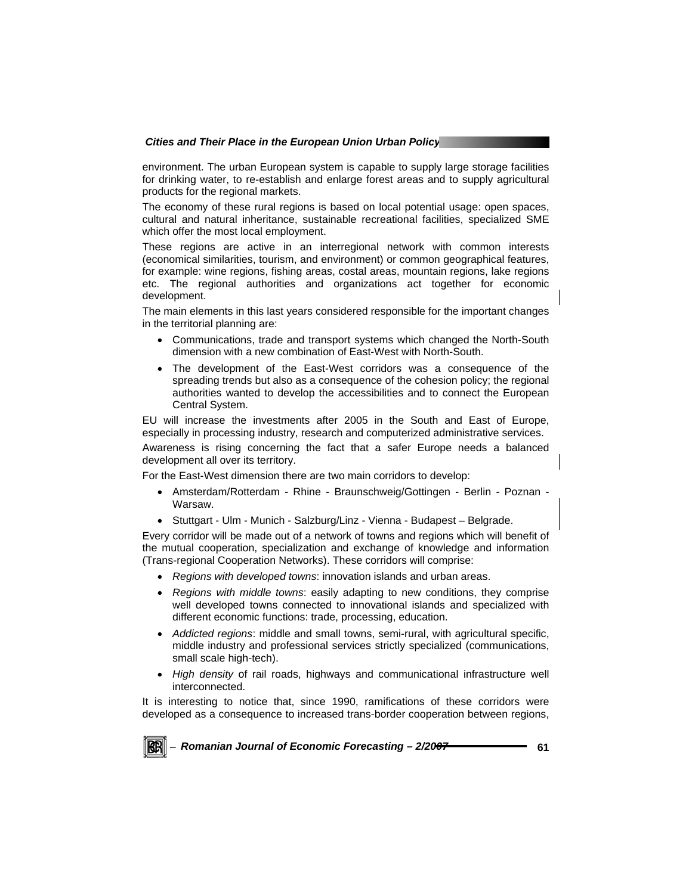environment. The urban European system is capable to supply large storage facilities for drinking water, to re-establish and enlarge forest areas and to supply agricultural products for the regional markets.

The economy of these rural regions is based on local potential usage: open spaces, cultural and natural inheritance, sustainable recreational facilities, specialized SME which offer the most local employment.

These regions are active in an interregional network with common interests (economical similarities, tourism, and environment) or common geographical features, for example: wine regions, fishing areas, costal areas, mountain regions, lake regions etc. The regional authorities and organizations act together for economic development.

The main elements in this last years considered responsible for the important changes in the territorial planning are:

- Communications, trade and transport systems which changed the North-South dimension with a new combination of East-West with North-South.
- The development of the East-West corridors was a consequence of the spreading trends but also as a consequence of the cohesion policy; the regional authorities wanted to develop the accessibilities and to connect the European Central System.

EU will increase the investments after 2005 in the South and East of Europe, especially in processing industry, research and computerized administrative services.

Awareness is rising concerning the fact that a safer Europe needs a balanced development all over its territory.

For the East-West dimension there are two main corridors to develop:

- Amsterdam/Rotterdam - Rhine - Braunschweig/Gottingen - Berlin - Poznan - Warsaw.
- Stuttgart - Ulm - Munich - Salzburg/Linz - Vienna - Budapest – Belgrade.

Every corridor will be made out of a network of towns and regions which will benefit of the mutual cooperation, specialization and exchange of knowledge and information (Trans-regional Cooperation Networks). These corridors will comprise:

- *Regions with developed towns*: innovation islands and urban areas.
- *Regions with middle towns*: easily adapting to new conditions, they comprise well developed towns connected to innovational islands and specialized with different economic functions: trade, processing, education.
- *Addicted regions*: middle and small towns, semi-rural, with agricultural specific, middle industry and professional services strictly specialized (communications, small scale high-tech).
- *High density* of rail roads, highways and communicational infrastructure well interconnected.

It is interesting to notice that, since 1990, ramifications of these corridors were developed as a consequence to increased trans-border cooperation between regions,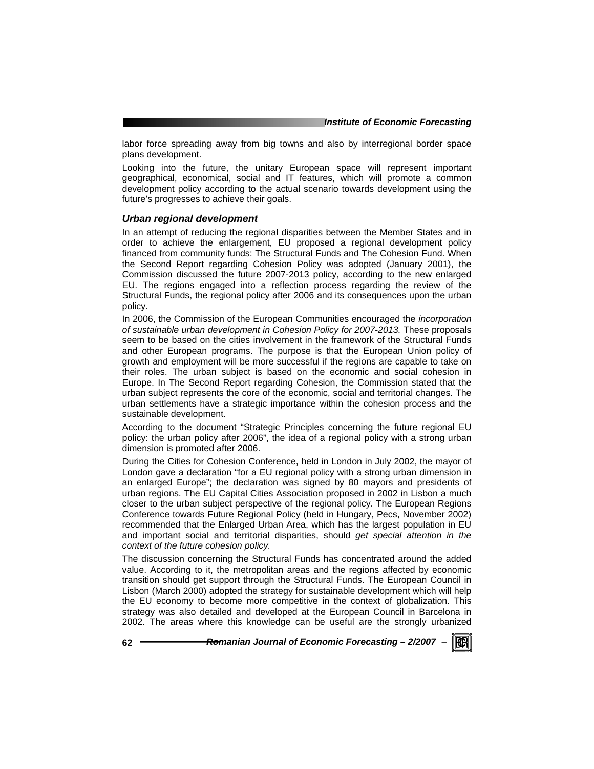labor force spreading away from big towns and also by interregional border space plans development.

Looking into the future, the unitary European space will represent important geographical, economical, social and IT features, which will promote a common development policy according to the actual scenario towards development using the future's progresses to achieve their goals.

### *Urban regional development*

In an attempt of reducing the regional disparities between the Member States and in order to achieve the enlargement, EU proposed a regional development policy financed from community funds: The Structural Funds and The Cohesion Fund. When the Second Report regarding Cohesion Policy was adopted (January 2001), the Commission discussed the future 2007-2013 policy, according to the new enlarged EU. The regions engaged into a reflection process regarding the review of the Structural Funds, the regional policy after 2006 and its consequences upon the urban policy.

In 2006, the Commission of the European Communities encouraged the *incorporation of sustainable urban development in Cohesion Policy for 2007-2013.* These proposals seem to be based on the cities involvement in the framework of the Structural Funds and other European programs. The purpose is that the European Union policy of growth and employment will be more successful if the regions are capable to take on their roles. The urban subject is based on the economic and social cohesion in Europe. In The Second Report regarding Cohesion, the Commission stated that the urban subject represents the core of the economic, social and territorial changes. The urban settlements have a strategic importance within the cohesion process and the sustainable development.

According to the document "Strategic Principles concerning the future regional EU policy: the urban policy after 2006", the idea of a regional policy with a strong urban dimension is promoted after 2006.

During the Cities for Cohesion Conference, held in London in July 2002, the mayor of London gave a declaration "for a EU regional policy with a strong urban dimension in an enlarged Europe"; the declaration was signed by 80 mayors and presidents of urban regions. The EU Capital Cities Association proposed in 2002 in Lisbon a much closer to the urban subject perspective of the regional policy. The European Regions Conference towards Future Regional Policy (held in Hungary, Pecs, November 2002) recommended that the Enlarged Urban Area, which has the largest population in EU and important social and territorial disparities, should *get special attention in the context of the future cohesion policy.*

The discussion concerning the Structural Funds has concentrated around the added value. According to it, the metropolitan areas and the regions affected by economic transition should get support through the Structural Funds. The European Council in Lisbon (March 2000) adopted the strategy for sustainable development which will help the EU economy to become more competitive in the context of globalization. This strategy was also detailed and developed at the European Council in Barcelona in 2002. The areas where this knowledge can be useful are the strongly urbanized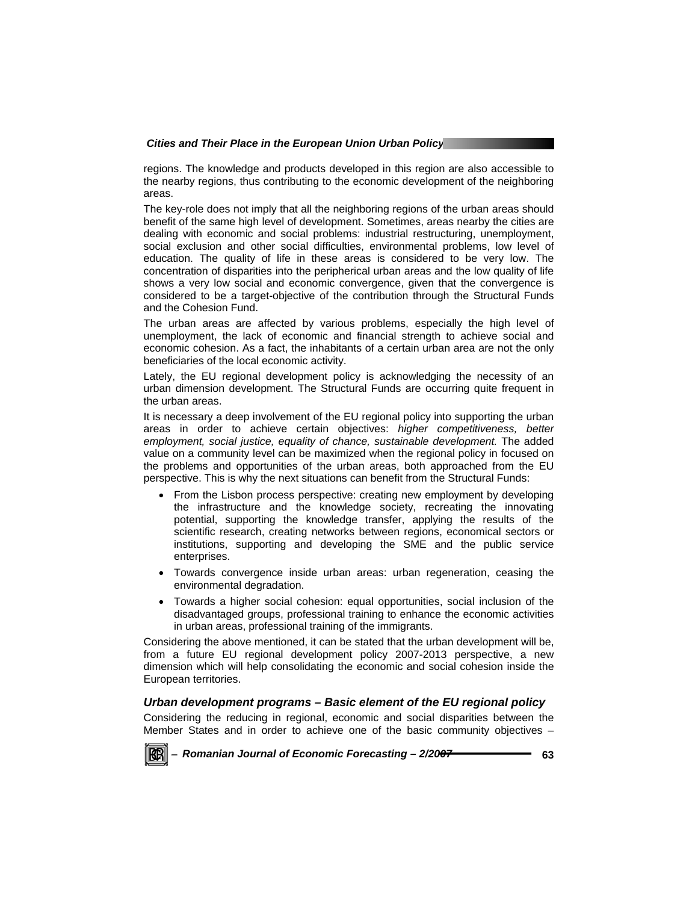regions. The knowledge and products developed in this region are also accessible to the nearby regions, thus contributing to the economic development of the neighboring areas.

The key-role does not imply that all the neighboring regions of the urban areas should benefit of the same high level of development. Sometimes, areas nearby the cities are dealing with economic and social problems: industrial restructuring, unemployment, social exclusion and other social difficulties, environmental problems, low level of education. The quality of life in these areas is considered to be very low. The concentration of disparities into the peripherical urban areas and the low quality of life shows a very low social and economic convergence, given that the convergence is considered to be a target-objective of the contribution through the Structural Funds and the Cohesion Fund.

The urban areas are affected by various problems, especially the high level of unemployment, the lack of economic and financial strength to achieve social and economic cohesion. As a fact, the inhabitants of a certain urban area are not the only beneficiaries of the local economic activity.

Lately, the EU regional development policy is acknowledging the necessity of an urban dimension development. The Structural Funds are occurring quite frequent in the urban areas.

It is necessary a deep involvement of the EU regional policy into supporting the urban areas in order to achieve certain objectives: *higher competitiveness, better employment, social justice, equality of chance, sustainable development.* The added value on a community level can be maximized when the regional policy in focused on the problems and opportunities of the urban areas, both approached from the EU perspective. This is why the next situations can benefit from the Structural Funds:

- From the Lisbon process perspective: creating new employment by developing the infrastructure and the knowledge society, recreating the innovating potential, supporting the knowledge transfer, applying the results of the scientific research, creating networks between regions, economical sectors or institutions, supporting and developing the SME and the public service enterprises.
- Towards convergence inside urban areas: urban regeneration, ceasing the environmental degradation.
- Towards a higher social cohesion: equal opportunities, social inclusion of the disadvantaged groups, professional training to enhance the economic activities in urban areas, professional training of the immigrants.

Considering the above mentioned, it can be stated that the urban development will be, from a future EU regional development policy 2007-2013 perspective, a new dimension which will help consolidating the economic and social cohesion inside the European territories.

### *Urban development programs – Basic element of the EU regional policy*

Considering the reducing in regional, economic and social disparities between the Member States and in order to achieve one of the basic community objectives –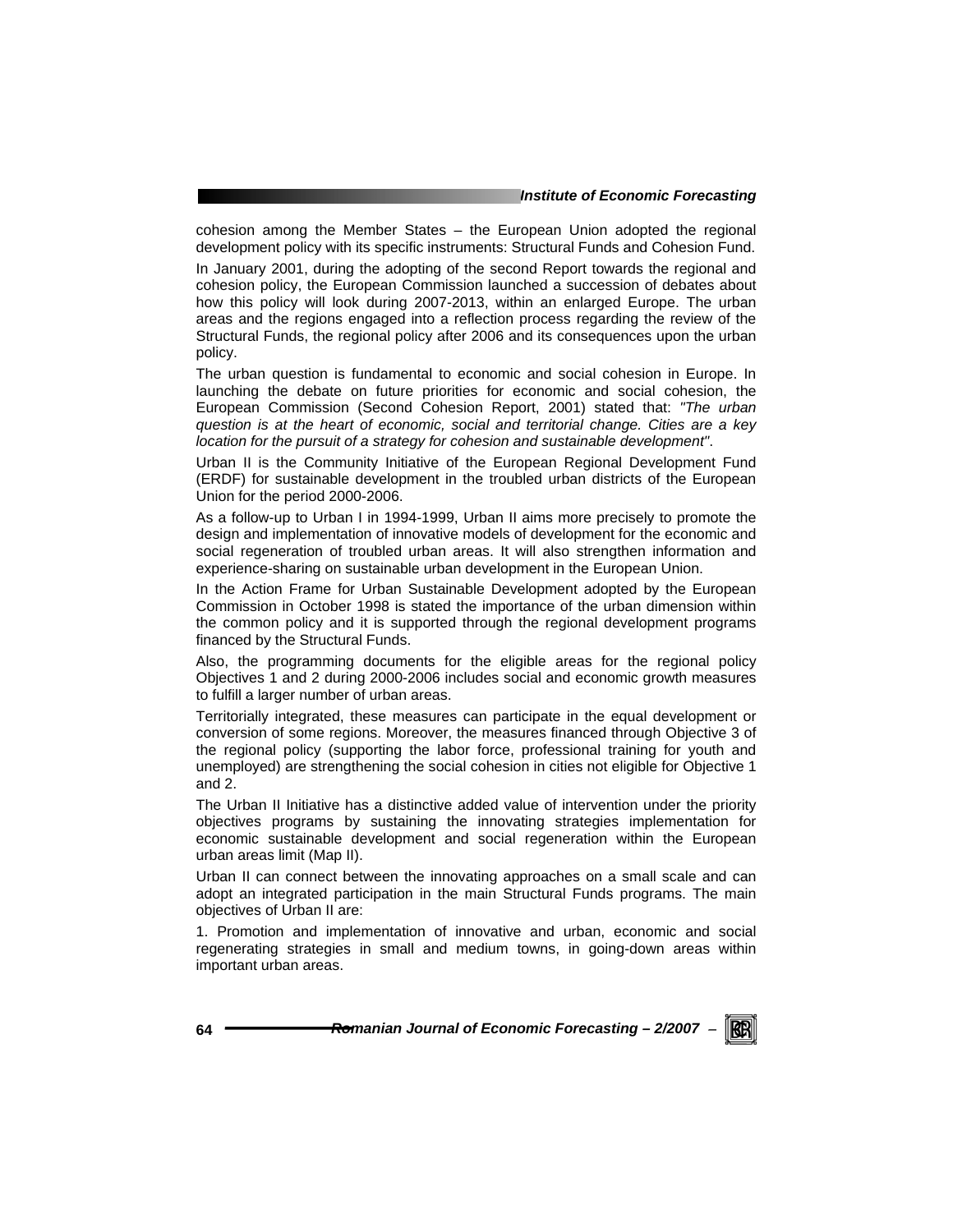cohesion among the Member States – the European Union adopted the regional development policy with its specific instruments: Structural Funds and Cohesion Fund.

In January 2001, during the adopting of the second Report towards the regional and cohesion policy, the European Commission launched a succession of debates about how this policy will look during 2007-2013, within an enlarged Europe. The urban areas and the regions engaged into a reflection process regarding the review of the Structural Funds, the regional policy after 2006 and its consequences upon the urban policy.

The urban question is fundamental to economic and social cohesion in Europe. In launching the debate on future priorities for economic and social cohesion, the European Commission (Second Cohesion Report, 2001) stated that: *"The urban question is at the heart of economic, social and territorial change. Cities are a key location for the pursuit of a strategy for cohesion and sustainable development"*.

Urban II is the Community Initiative of the European Regional Development Fund (ERDF) for sustainable development in the troubled urban districts of the European Union for the period 2000-2006.

As a follow-up to Urban I in 1994-1999, Urban II aims more precisely to promote the design and implementation of innovative models of development for the economic and social regeneration of troubled urban areas. It will also strengthen information and experience-sharing on sustainable urban development in the European Union.

In the Action Frame for Urban Sustainable Development adopted by the European Commission in October 1998 is stated the importance of the urban dimension within the common policy and it is supported through the regional development programs financed by the Structural Funds.

Also, the programming documents for the eligible areas for the regional policy Objectives 1 and 2 during 2000-2006 includes social and economic growth measures to fulfill a larger number of urban areas.

Territorially integrated, these measures can participate in the equal development or conversion of some regions. Moreover, the measures financed through Objective 3 of the regional policy (supporting the labor force, professional training for youth and unemployed) are strengthening the social cohesion in cities not eligible for Objective 1 and 2.

The Urban II Initiative has a distinctive added value of intervention under the priority objectives programs by sustaining the innovating strategies implementation for economic sustainable development and social regeneration within the European urban areas limit (Map II).

Urban II can connect between the innovating approaches on a small scale and can adopt an integrated participation in the main Structural Funds programs. The main objectives of Urban II are:

1. Promotion and implementation of innovative and urban, economic and social regenerating strategies in small and medium towns, in going-down areas within important urban areas.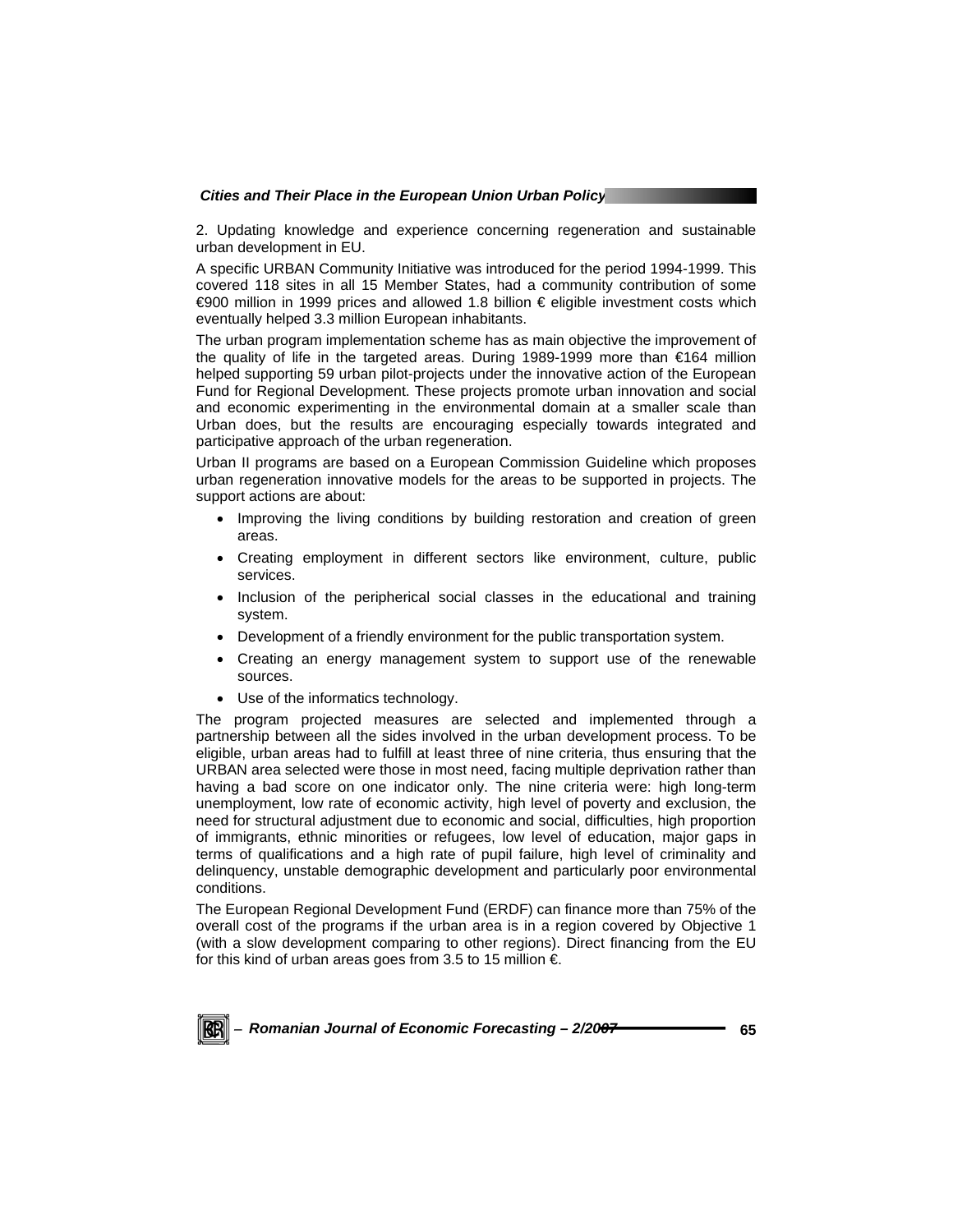2. Updating knowledge and experience concerning regeneration and sustainable urban development in EU.

A specific URBAN Community Initiative was introduced for the period 1994-1999. This covered 118 sites in all 15 Member States, had a community contribution of some €900 million in 1999 prices and allowed 1.8 billion € eligible investment costs which eventually helped 3.3 million European inhabitants.

The urban program implementation scheme has as main objective the improvement of the quality of life in the targeted areas. During 1989-1999 more than €164 million helped supporting 59 urban pilot-projects under the innovative action of the European Fund for Regional Development. These projects promote urban innovation and social and economic experimenting in the environmental domain at a smaller scale than Urban does, but the results are encouraging especially towards integrated and participative approach of the urban regeneration.

Urban II programs are based on a European Commission Guideline which proposes urban regeneration innovative models for the areas to be supported in projects. The support actions are about:

- Improving the living conditions by building restoration and creation of green areas.
- Creating employment in different sectors like environment, culture, public services.
- Inclusion of the peripherical social classes in the educational and training system.
- Development of a friendly environment for the public transportation system.
- Creating an energy management system to support use of the renewable sources.
- Use of the informatics technology.

The program projected measures are selected and implemented through a partnership between all the sides involved in the urban development process. To be eligible, urban areas had to fulfill at least three of nine criteria, thus ensuring that the URBAN area selected were those in most need, facing multiple deprivation rather than having a bad score on one indicator only. The nine criteria were: high long-term unemployment, low rate of economic activity, high level of poverty and exclusion, the need for structural adjustment due to economic and social, difficulties, high proportion of immigrants, ethnic minorities or refugees, low level of education, major gaps in terms of qualifications and a high rate of pupil failure, high level of criminality and delinquency, unstable demographic development and particularly poor environmental conditions.

The European Regional Development Fund (ERDF) can finance more than 75% of the overall cost of the programs if the urban area is in a region covered by Objective 1 (with a slow development comparing to other regions). Direct financing from the EU for this kind of urban areas goes from 3.5 to 15 million €.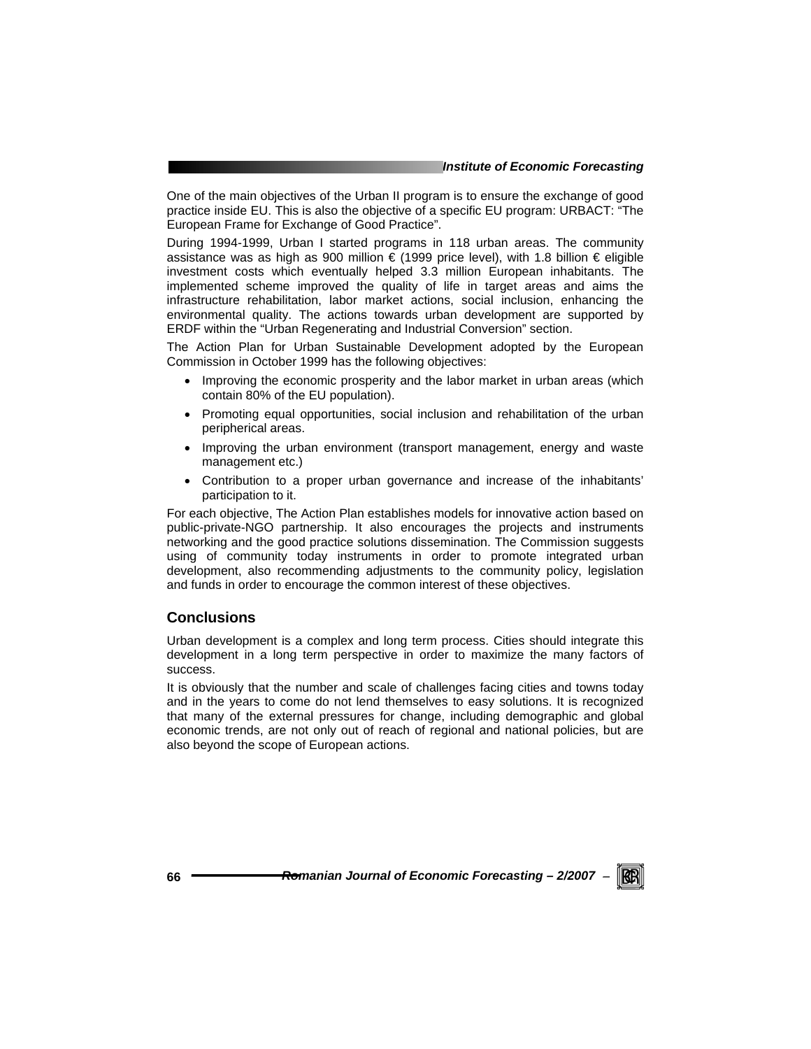One of the main objectives of the Urban II program is to ensure the exchange of good practice inside EU. This is also the objective of a specific EU program: URBACT: "The European Frame for Exchange of Good Practice".

During 1994-1999, Urban I started programs in 118 urban areas. The community assistance was as high as 900 million € (1999 price level), with 1.8 billion € eligible investment costs which eventually helped 3.3 million European inhabitants. The implemented scheme improved the quality of life in target areas and aims the infrastructure rehabilitation, labor market actions, social inclusion, enhancing the environmental quality. The actions towards urban development are supported by ERDF within the "Urban Regenerating and Industrial Conversion" section.

The Action Plan for Urban Sustainable Development adopted by the European Commission in October 1999 has the following objectives:

- Improving the economic prosperity and the labor market in urban areas (which contain 80% of the EU population).
- Promoting equal opportunities, social inclusion and rehabilitation of the urban peripherical areas.
- Improving the urban environment (transport management, energy and waste management etc.)
- Contribution to a proper urban governance and increase of the inhabitants' participation to it.

For each objective, The Action Plan establishes models for innovative action based on public-private-NGO partnership. It also encourages the projects and instruments networking and the good practice solutions dissemination. The Commission suggests using of community today instruments in order to promote integrated urban development, also recommending adjustments to the community policy, legislation and funds in order to encourage the common interest of these objectives.

## Conclusions

Urban development is a complex and long term process. Cities should integrate this development in a long term perspective in order to maximize the many factors of success.

It is obviously that the number and scale of challenges facing cities and towns today and in the years to come do not lend themselves to easy solutions. It is recognized that many of the external pressures for change, including demographic and global economic trends, are not only out of reach of regional and national policies, but are also beyond the scope of European actions.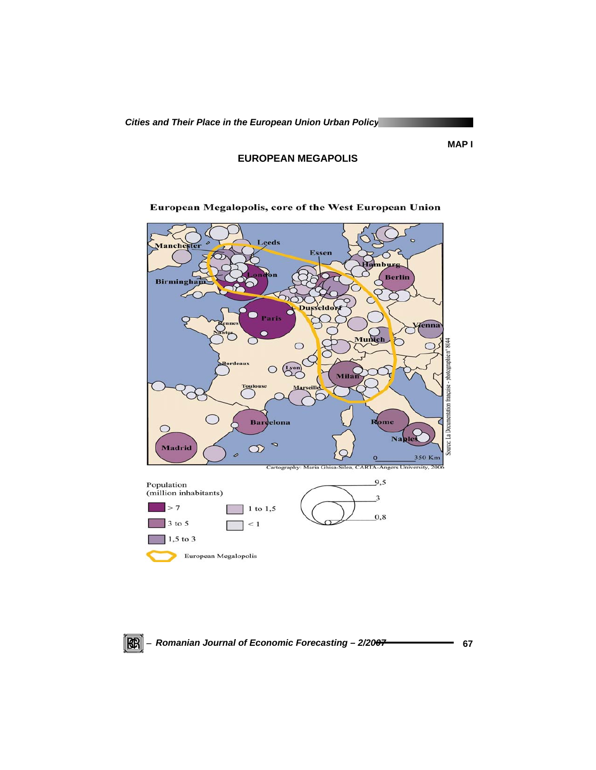**MAP I**

## EUROPEAN MEGAPOLIS

**European Megalopolis, core of the West European Union**

Manchester, Leeds, Essen, Hamburg, Berlin, Birmingham, London, Dusseldorf, Paris, Rennes, Nantes, Vienna, Munich, Bordeaux, Lyon, Milan, Toulouse, Marseille, Barcelona, Rome, Naples, Madrid

0 350 Km

Source: La Documentation française - photographie n° 8044

Cartography: Maria Ghisa-Silea, CARTA-Angers University, 2006

Population (million inhabitants)

- > 7
- 3 to 5
- 1,5 to 3
- 1 to 1,5
- < 1

9,5 / 3 / 0,8

European Megalopolis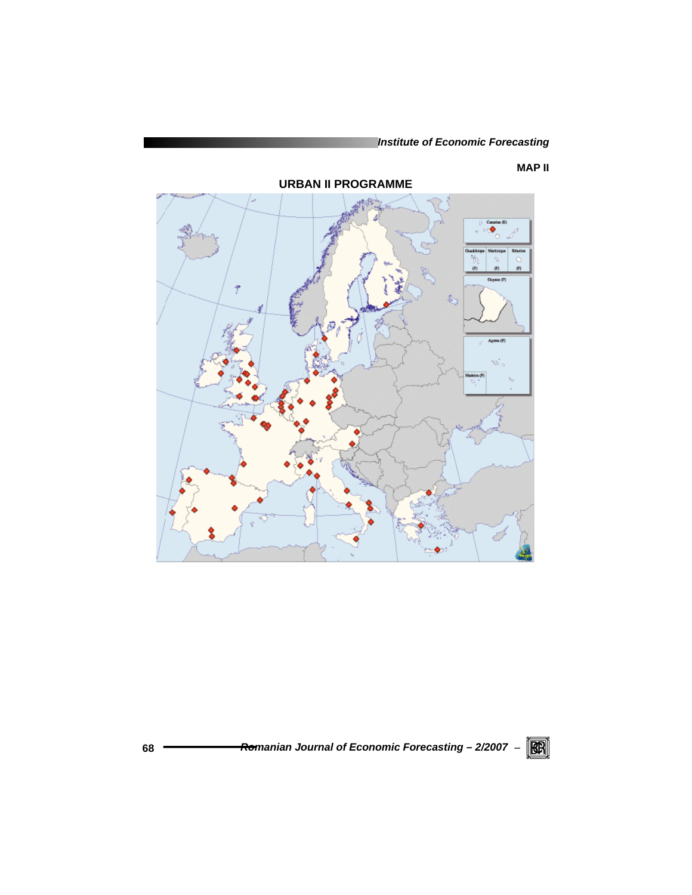**MAP II**

**URBAN II PROGRAMME**

Canarias (E)

Guadeloupe (F)

Martinique (F)

Réunion (F)

Guyane (F)

Açores (P)

Madeira (P)